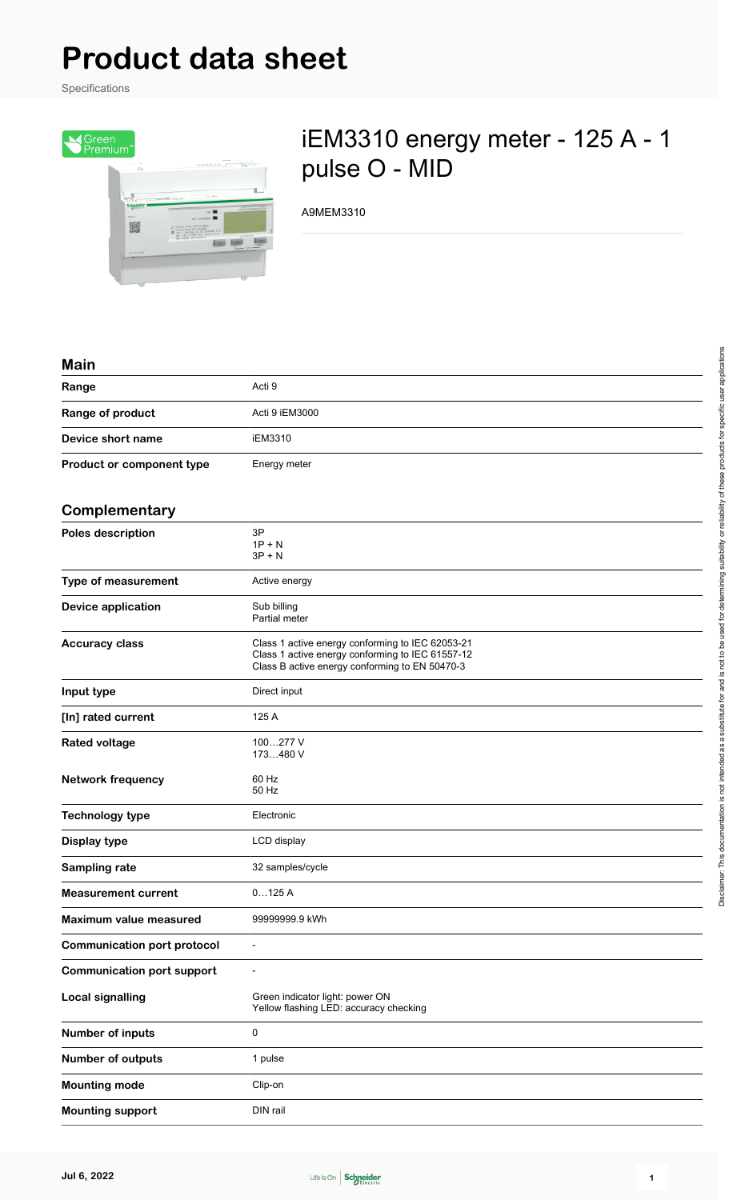# Product data sheet

Specifications

## iEM3310 energy meter - 125 A - 1 pulse O - MID

A9MEM3310

### Main

| | |
|---|---|
| **Range** | Acti 9 |
| **Range of product** | Acti 9 iEM3000 |
| **Device short name** | iEM3310 |
| **Product or component type** | Energy meter |

### Complementary

| | |
|---|---|
| **Poles description** | 3P<br>1P + N<br>3P + N |
| **Type of measurement** | Active energy |
| **Device application** | Sub billing<br>Partial meter |
| **Accuracy class** | Class 1 active energy conforming to IEC 62053-21<br>Class 1 active energy conforming to IEC 61557-12<br>Class B active energy conforming to EN 50470-3 |
| **Input type** | Direct input |
| **[In] rated current** | 125 A |
| **Rated voltage** | 100…277 V<br>173…480 V |
| **Network frequency** | 60 Hz<br>50 Hz |
| **Technology type** | Electronic |
| **Display type** | LCD display |
| **Sampling rate** | 32 samples/cycle |
| **Measurement current** | 0…125 A |
| **Maximum value measured** | 99999999.9 kWh |
| **Communication port protocol** | - |
| **Communication port support** | - |
| **Local signalling** | Green indicator light: power ON<br>Yellow flashing LED: accuracy checking |
| **Number of inputs** | 0 |
| **Number of outputs** | 1 pulse |
| **Mounting mode** | Clip-on |
| **Mounting support** | DIN rail |

Disclaimer: This documentation is not intended as a substitute for and is not to be used for determining suitability or reliability of these products for specific user applications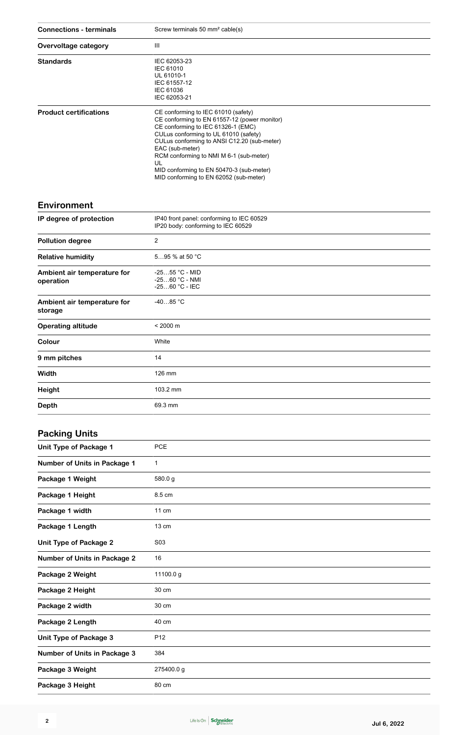| | |
|---|---|
| **Connections - terminals** | Screw terminals 50 mm² cable(s) |
| **Overvoltage category** | III |
| **Standards** | IEC 62053-23<br>IEC 61010<br>UL 61010-1<br>IEC 61557-12<br>IEC 61036<br>IEC 62053-21 |
| **Product certifications** | CE conforming to IEC 61010 (safety)<br>CE conforming to EN 61557-12 (power monitor)<br>CE conforming to IEC 61326-1 (EMC)<br>CULus conforming to UL 61010 (safety)<br>CULus conforming to ANSI C12.20 (sub-meter)<br>EAC (sub-meter)<br>RCM conforming to NMI M 6-1 (sub-meter)<br>UL<br>MID conforming to EN 50470-3 (sub-meter)<br>MID conforming to EN 62052 (sub-meter) |

## Environment

| | |
|---|---|
| **IP degree of protection** | IP40 front panel: conforming to IEC 60529<br>IP20 body: conforming to IEC 60529 |
| **Pollution degree** | 2 |
| **Relative humidity** | 5…95 % at 50 °C |
| **Ambient air temperature for operation** | -25…55 °C - MID<br>-25…60 °C - NMI<br>-25…60 °C - IEC |
| **Ambient air temperature for storage** | -40…85 °C |
| **Operating altitude** | < 2000 m |
| **Colour** | White |
| **9 mm pitches** | 14 |
| **Width** | 126 mm |
| **Height** | 103.2 mm |
| **Depth** | 69.3 mm |

## Packing Units

| | |
|---|---|
| **Unit Type of Package 1** | PCE |
| **Number of Units in Package 1** | 1 |
| **Package 1 Weight** | 580.0 g |
| **Package 1 Height** | 8.5 cm |
| **Package 1 width** | 11 cm |
| **Package 1 Length** | 13 cm |
| **Unit Type of Package 2** | S03 |
| **Number of Units in Package 2** | 16 |
| **Package 2 Weight** | 11100.0 g |
| **Package 2 Height** | 30 cm |
| **Package 2 width** | 30 cm |
| **Package 2 Length** | 40 cm |
| **Unit Type of Package 3** | P12 |
| **Number of Units in Package 3** | 384 |
| **Package 3 Weight** | 275400.0 g |
| **Package 3 Height** | 80 cm |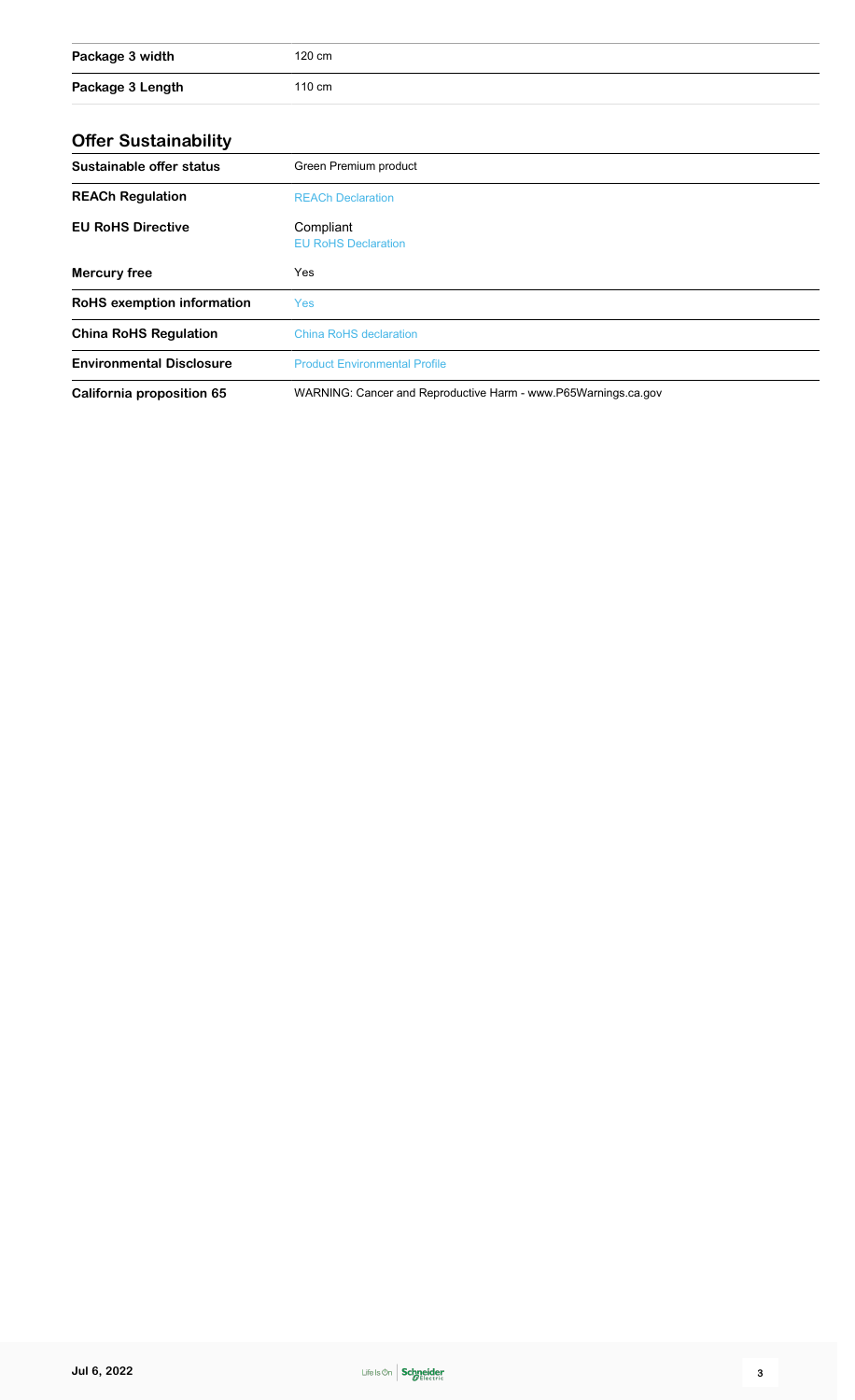| | |
|---|---|
| **Package 3 width** | 120 cm |
| **Package 3 Length** | 110 cm |

## Offer Sustainability

| | |
|---|---|
| **Sustainable offer status** | Green Premium product |
| **REACh Regulation** | REACh Declaration |
| **EU RoHS Directive** | Compliant<br>EU RoHS Declaration |
| **Mercury free** | Yes |
| **RoHS exemption information** | Yes |
| **China RoHS Regulation** | China RoHS declaration |
| **Environmental Disclosure** | Product Environmental Profile |
| **California proposition 65** | WARNING: Cancer and Reproductive Harm - www.P65Warnings.ca.gov |

Jul 6, 2022